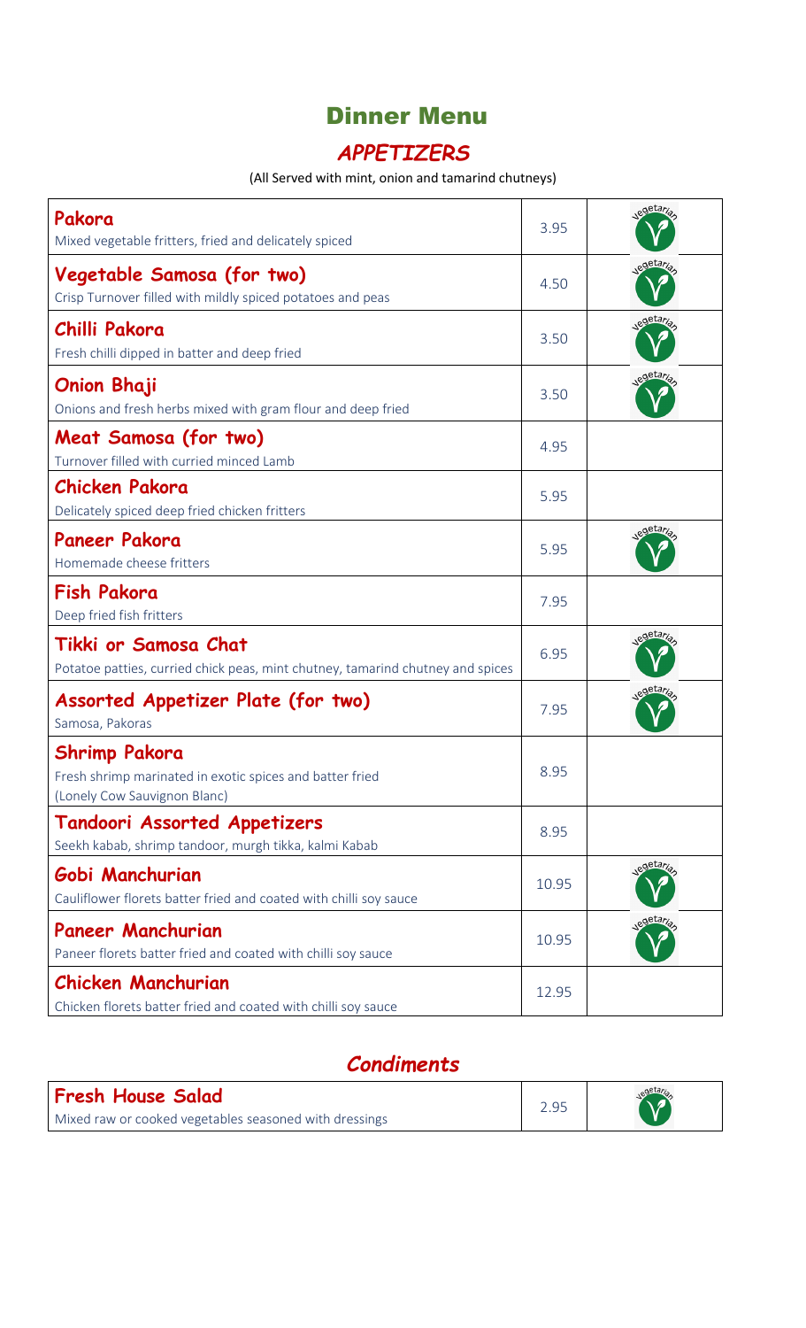# Dinner Menu

## *APPETIZERS*

(All Served with mint, onion and tamarind chutneys)

| Item | Price | |
|---|---|---|
| **Pakora**<br>Mixed vegetable fritters, fried and delicately spiced | 3.95 | Vegetarian |
| **Vegetable Samosa (for two)**<br>Crisp Turnover filled with mildly spiced potatoes and peas | 4.50 | Vegetarian |
| **Chilli Pakora**<br>Fresh chilli dipped in batter and deep fried | 3.50 | Vegetarian |
| **Onion Bhaji**<br>Onions and fresh herbs mixed with gram flour and deep fried | 3.50 | Vegetarian |
| **Meat Samosa (for two)**<br>Turnover filled with curried minced Lamb | 4.95 | |
| **Chicken Pakora**<br>Delicately spiced deep fried chicken fritters | 5.95 | |
| **Paneer Pakora**<br>Homemade cheese fritters | 5.95 | Vegetarian |
| **Fish Pakora**<br>Deep fried fish fritters | 7.95 | |
| **Tikki or Samosa Chat**<br>Potatoe patties, curried chick peas, mint chutney, tamarind chutney and spices | 6.95 | Vegetarian |
| **Assorted Appetizer Plate (for two)**<br>Samosa, Pakoras | 7.95 | Vegetarian |
| **Shrimp Pakora**<br>Fresh shrimp marinated in exotic spices and batter fried<br>(Lonely Cow Sauvignon Blanc) | 8.95 | |
| **Tandoori Assorted Appetizers**<br>Seekh kabab, shrimp tandoor, murgh tikka, kalmi Kabab | 8.95 | |
| **Gobi Manchurian**<br>Cauliflower florets batter fried and coated with chilli soy sauce | 10.95 | Vegetarian |
| **Paneer Manchurian**<br>Paneer florets batter fried and coated with chilli soy sauce | 10.95 | Vegetarian |
| **Chicken Manchurian**<br>Chicken florets batter fried and coated with chilli soy sauce | 12.95 | |

## *Condiments*

| Item | Price | |
|---|---|---|
| **Fresh House Salad**<br>Mixed raw or cooked vegetables seasoned with dressings | 2.95 | Vegetarian |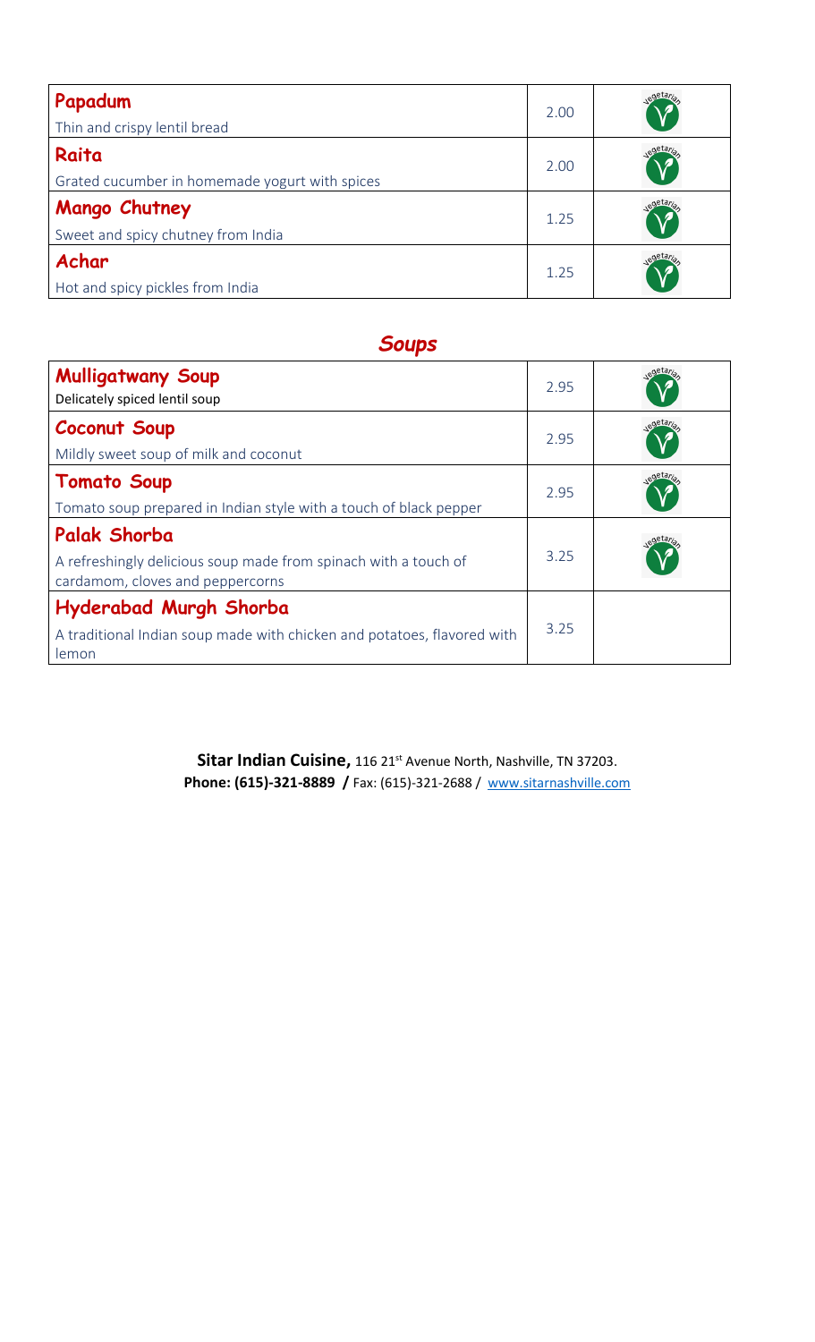| | | |
|---|---|---|
| **Papadum**<br>Thin and crispy lentil bread | 2.00 | Vegetarian |
| **Raita**<br>Grated cucumber in homemade yogurt with spices | 2.00 | Vegetarian |
| **Mango Chutney**<br>Sweet and spicy chutney from India | 1.25 | Vegetarian |
| **Achar**<br>Hot and spicy pickles from India | 1.25 | Vegetarian |

## *Soups*

| | | |
|---|---|---|
| **Mulligatwany Soup**<br>Delicately spiced lentil soup | 2.95 | Vegetarian |
| **Coconut Soup**<br>Mildly sweet soup of milk and coconut | 2.95 | Vegetarian |
| **Tomato Soup**<br>Tomato soup prepared in Indian style with a touch of black pepper | 2.95 | Vegetarian |
| **Palak Shorba**<br>A refreshingly delicious soup made from spinach with a touch of cardamom, cloves and peppercorns | 3.25 | Vegetarian |
| **Hyderabad Murgh Shorba**<br>A traditional Indian soup made with chicken and potatoes, flavored with lemon | 3.25 | |

**Sitar Indian Cuisine,** 116 21st Avenue North, Nashville, TN 37203.
**Phone: (615)-321-8889 /** Fax: (615)-321-2688 / www.sitarnashville.com